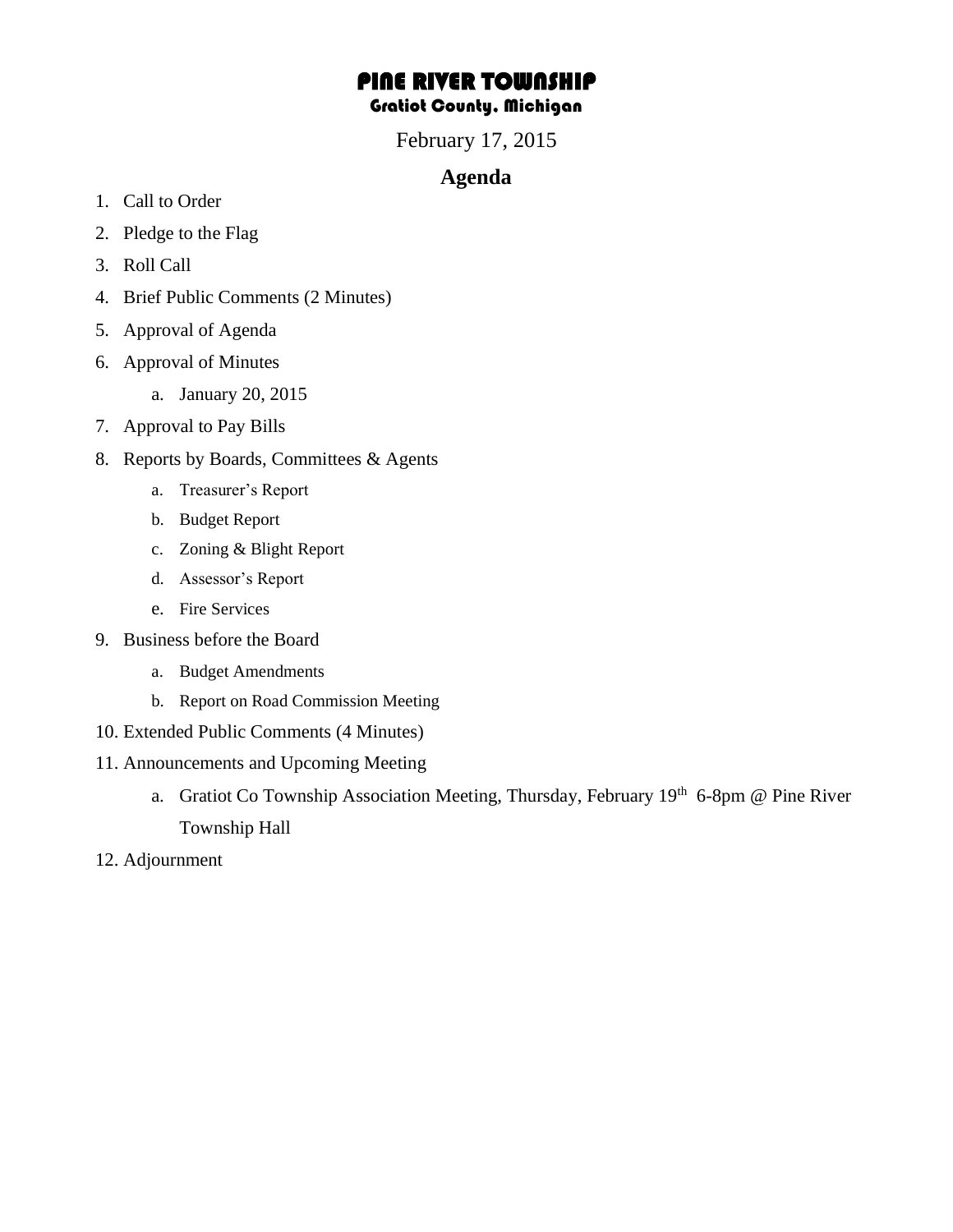# PINE RIVER TOWNSHIP

## Gratiot County, Michigan

February 17, 2015

## Agenda

1. Call to Order
2. Pledge to the Flag
3. Roll Call
4. Brief Public Comments (2 Minutes)
5. Approval of Agenda
6. Approval of Minutes
    a. January 20, 2015
7. Approval to Pay Bills
8. Reports by Boards, Committees & Agents
    a. Treasurer's Report
    b. Budget Report
    c. Zoning & Blight Report
    d. Assessor's Report
    e. Fire Services
9. Business before the Board
    a. Budget Amendments
    b. Report on Road Commission Meeting
10. Extended Public Comments (4 Minutes)
11. Announcements and Upcoming Meeting
    a. Gratiot Co Township Association Meeting, Thursday, February 19th 6-8pm @ Pine River Township Hall
12. Adjournment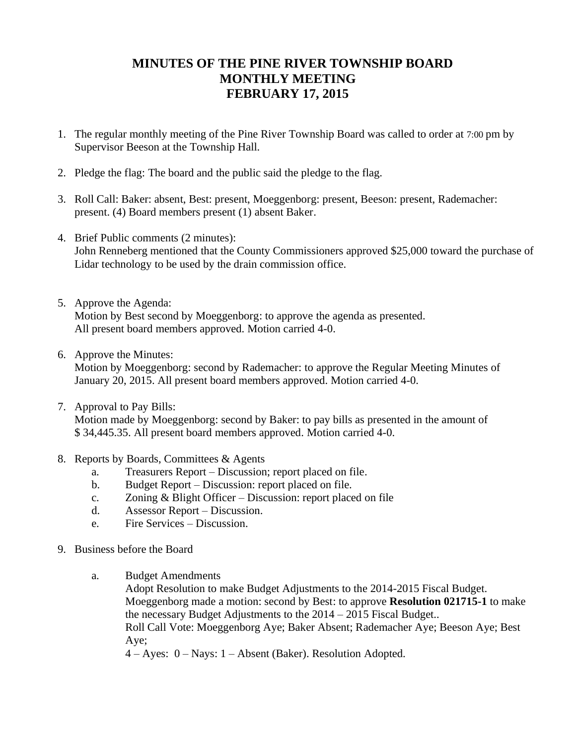# MINUTES OF THE PINE RIVER TOWNSHIP BOARD
# MONTHLY MEETING
# FEBRUARY 17, 2015

1. The regular monthly meeting of the Pine River Township Board was called to order at 7:00 pm by Supervisor Beeson at the Township Hall.

2. Pledge the flag: The board and the public said the pledge to the flag.

3. Roll Call: Baker: absent, Best: present, Moeggenborg: present, Beeson: present, Rademacher: present. (4) Board members present (1) absent Baker.

4. Brief Public comments (2 minutes):
   John Renneberg mentioned that the County Commissioners approved $25,000 toward the purchase of Lidar technology to be used by the drain commission office.

5. Approve the Agenda:
   Motion by Best second by Moeggenborg: to approve the agenda as presented.
   All present board members approved. Motion carried 4-0.

6. Approve the Minutes:
   Motion by Moeggenborg: second by Rademacher: to approve the Regular Meeting Minutes of January 20, 2015. All present board members approved. Motion carried 4-0.

7. Approval to Pay Bills:
   Motion made by Moeggenborg: second by Baker: to pay bills as presented in the amount of $ 34,445.35. All present board members approved. Motion carried 4-0.

8. Reports by Boards, Committees & Agents
   a. Treasurers Report – Discussion; report placed on file.
   b. Budget Report – Discussion: report placed on file.
   c. Zoning & Blight Officer – Discussion: report placed on file
   d. Assessor Report – Discussion.
   e. Fire Services – Discussion.

9. Business before the Board

   a. Budget Amendments
      Adopt Resolution to make Budget Adjustments to the 2014-2015 Fiscal Budget.
      Moeggenborg made a motion: second by Best: to approve **Resolution 021715-1** to make the necessary Budget Adjustments to the 2014 – 2015 Fiscal Budget..
      Roll Call Vote: Moeggenborg Aye; Baker Absent; Rademacher Aye; Beeson Aye; Best Aye;
      4 – Ayes: 0 – Nays: 1 – Absent (Baker). Resolution Adopted.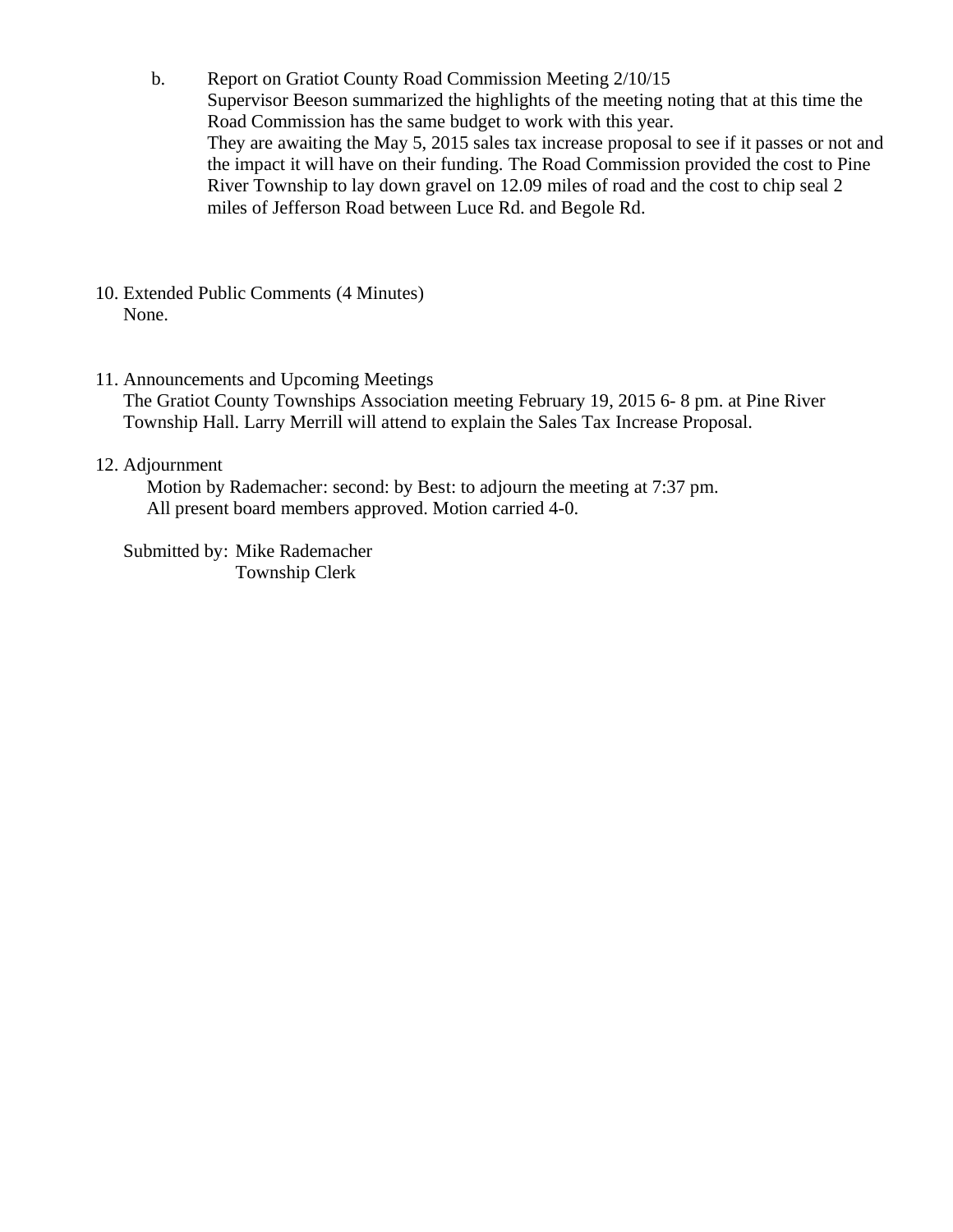b. Report on Gratiot County Road Commission Meeting 2/10/15
   Supervisor Beeson summarized the highlights of the meeting noting that at this time the Road Commission has the same budget to work with this year.
   They are awaiting the May 5, 2015 sales tax increase proposal to see if it passes or not and the impact it will have on their funding. The Road Commission provided the cost to Pine River Township to lay down gravel on 12.09 miles of road and the cost to chip seal 2 miles of Jefferson Road between Luce Rd. and Begole Rd.

10. Extended Public Comments (4 Minutes)
    None.

11. Announcements and Upcoming Meetings
    The Gratiot County Townships Association meeting February 19, 2015 6- 8 pm. at Pine River Township Hall. Larry Merrill will attend to explain the Sales Tax Increase Proposal.

12. Adjournment
    Motion by Rademacher: second: by Best: to adjourn the meeting at 7:37 pm.
    All present board members approved. Motion carried 4-0.

Submitted by: Mike Rademacher
Township Clerk